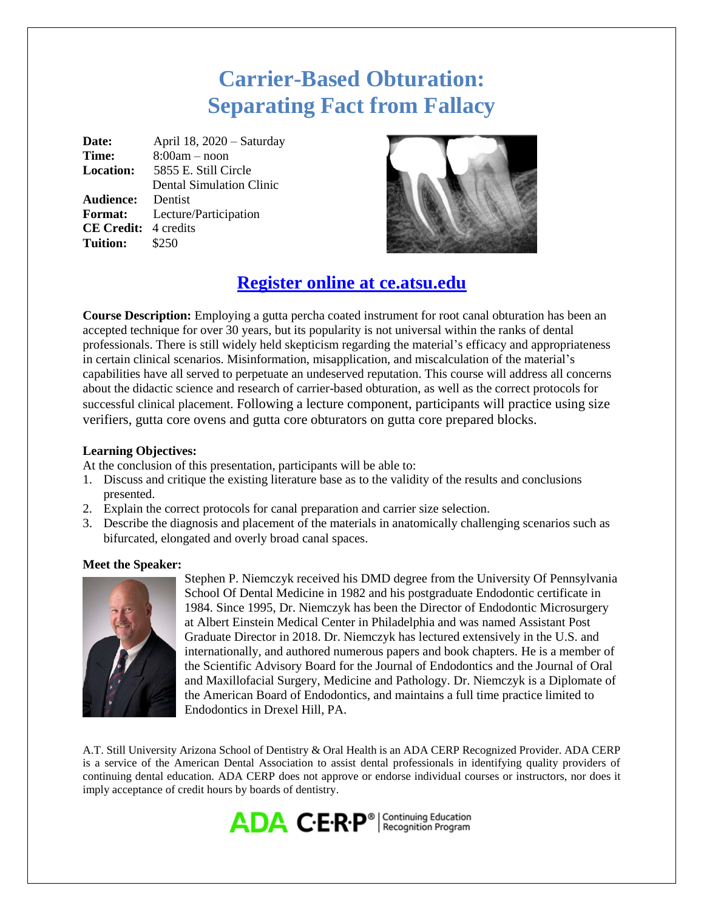# Carrier-Based Obturation: Separating Fact from Fallacy

**Date:** April 18, 2020 – Saturday
**Time:** 8:00am – noon
**Location:** 5855 E. Still Circle
Dental Simulation Clinic
**Audience:** Dentist
**Format:** Lecture/Participation
**CE Credit:** 4 credits
**Tuition:** $250

## Register online at ce.atsu.edu

**Course Description:** Employing a gutta percha coated instrument for root canal obturation has been an accepted technique for over 30 years, but its popularity is not universal within the ranks of dental professionals. There is still widely held skepticism regarding the material's efficacy and appropriateness in certain clinical scenarios. Misinformation, misapplication, and miscalculation of the material's capabilities have all served to perpetuate an undeserved reputation. This course will address all concerns about the didactic science and research of carrier-based obturation, as well as the correct protocols for successful clinical placement. Following a lecture component, participants will practice using size verifiers, gutta core ovens and gutta core obturators on gutta core prepared blocks.

**Learning Objectives:**

At the conclusion of this presentation, participants will be able to:

1. Discuss and critique the existing literature base as to the validity of the results and conclusions presented.
2. Explain the correct protocols for canal preparation and carrier size selection.
3. Describe the diagnosis and placement of the materials in anatomically challenging scenarios such as bifurcated, elongated and overly broad canal spaces.

**Meet the Speaker:**

Stephen P. Niemczyk received his DMD degree from the University Of Pennsylvania School Of Dental Medicine in 1982 and his postgraduate Endodontic certificate in 1984. Since 1995, Dr. Niemczyk has been the Director of Endodontic Microsurgery at Albert Einstein Medical Center in Philadelphia and was named Assistant Post Graduate Director in 2018. Dr. Niemczyk has lectured extensively in the U.S. and internationally, and authored numerous papers and book chapters. He is a member of the Scientific Advisory Board for the Journal of Endodontics and the Journal of Oral and Maxillofacial Surgery, Medicine and Pathology. Dr. Niemczyk is a Diplomate of the American Board of Endodontics, and maintains a full time practice limited to Endodontics in Drexel Hill, PA.

A.T. Still University Arizona School of Dentistry & Oral Health is an ADA CERP Recognized Provider. ADA CERP is a service of the American Dental Association to assist dental professionals in identifying quality providers of continuing dental education. ADA CERP does not approve or endorse individual courses or instructors, nor does it imply acceptance of credit hours by boards of dentistry.

ADA C·E·R·P® | Continuing Education Recognition Program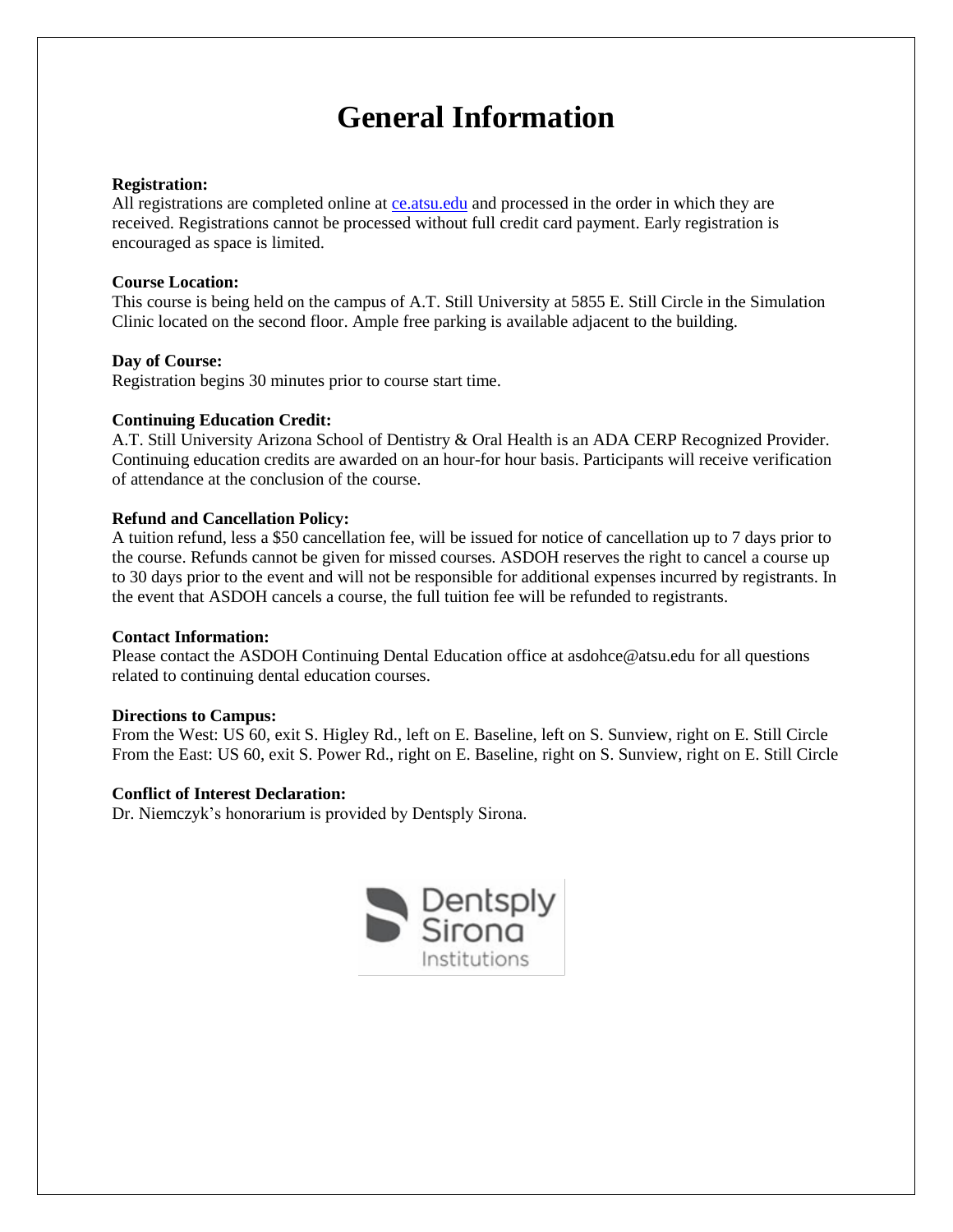# General Information

**Registration:**
All registrations are completed online at ce.atsu.edu and processed in the order in which they are received. Registrations cannot be processed without full credit card payment. Early registration is encouraged as space is limited.

**Course Location:**
This course is being held on the campus of A.T. Still University at 5855 E. Still Circle in the Simulation Clinic located on the second floor. Ample free parking is available adjacent to the building.

**Day of Course:**
Registration begins 30 minutes prior to course start time.

**Continuing Education Credit:**
A.T. Still University Arizona School of Dentistry & Oral Health is an ADA CERP Recognized Provider. Continuing education credits are awarded on an hour-for hour basis. Participants will receive verification of attendance at the conclusion of the course.

**Refund and Cancellation Policy:**
A tuition refund, less a $50 cancellation fee, will be issued for notice of cancellation up to 7 days prior to the course. Refunds cannot be given for missed courses. ASDOH reserves the right to cancel a course up to 30 days prior to the event and will not be responsible for additional expenses incurred by registrants. In the event that ASDOH cancels a course, the full tuition fee will be refunded to registrants.

**Contact Information:**
Please contact the ASDOH Continuing Dental Education office at asdohce@atsu.edu for all questions related to continuing dental education courses.

**Directions to Campus:**
From the West: US 60, exit S. Higley Rd., left on E. Baseline, left on S. Sunview, right on E. Still Circle
From the East: US 60, exit S. Power Rd., right on E. Baseline, right on S. Sunview, right on E. Still Circle

**Conflict of Interest Declaration:**
Dr. Niemczyk's honorarium is provided by Dentsply Sirona.

Dentsply Sirona
Institutions